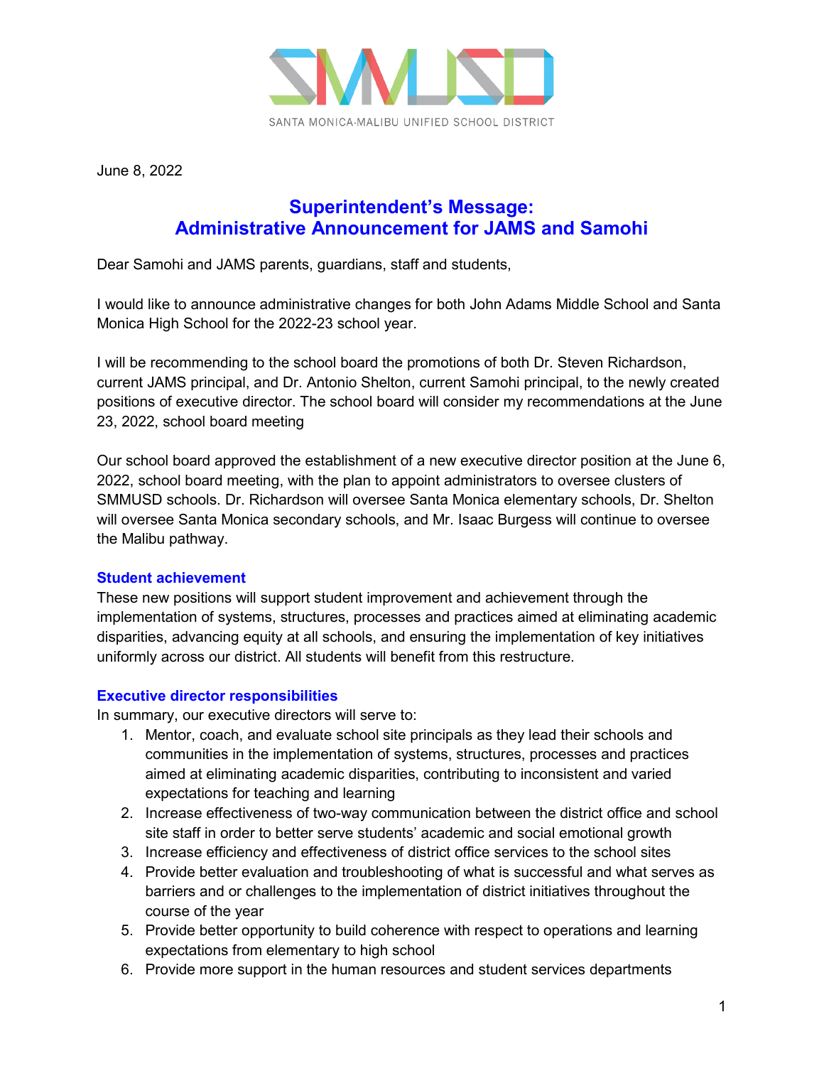SANTA MONICA-MALIBU UNIFIED SCHOOL DISTRICT

June 8, 2022

# Superintendent's Message:
# Administrative Announcement for JAMS and Samohi

Dear Samohi and JAMS parents, guardians, staff and students,

I would like to announce administrative changes for both John Adams Middle School and Santa Monica High School for the 2022-23 school year.

I will be recommending to the school board the promotions of both Dr. Steven Richardson, current JAMS principal, and Dr. Antonio Shelton, current Samohi principal, to the newly created positions of executive director. The school board will consider my recommendations at the June 23, 2022, school board meeting

Our school board approved the establishment of a new executive director position at the June 6, 2022, school board meeting, with the plan to appoint administrators to oversee clusters of SMMUSD schools. Dr. Richardson will oversee Santa Monica elementary schools, Dr. Shelton will oversee Santa Monica secondary schools, and Mr. Isaac Burgess will continue to oversee the Malibu pathway.

## Student achievement

These new positions will support student improvement and achievement through the implementation of systems, structures, processes and practices aimed at eliminating academic disparities, advancing equity at all schools, and ensuring the implementation of key initiatives uniformly across our district. All students will benefit from this restructure.

## Executive director responsibilities

In summary, our executive directors will serve to:

1. Mentor, coach, and evaluate school site principals as they lead their schools and communities in the implementation of systems, structures, processes and practices aimed at eliminating academic disparities, contributing to inconsistent and varied expectations for teaching and learning
2. Increase effectiveness of two-way communication between the district office and school site staff in order to better serve students' academic and social emotional growth
3. Increase efficiency and effectiveness of district office services to the school sites
4. Provide better evaluation and troubleshooting of what is successful and what serves as barriers and or challenges to the implementation of district initiatives throughout the course of the year
5. Provide better opportunity to build coherence with respect to operations and learning expectations from elementary to high school
6. Provide more support in the human resources and student services departments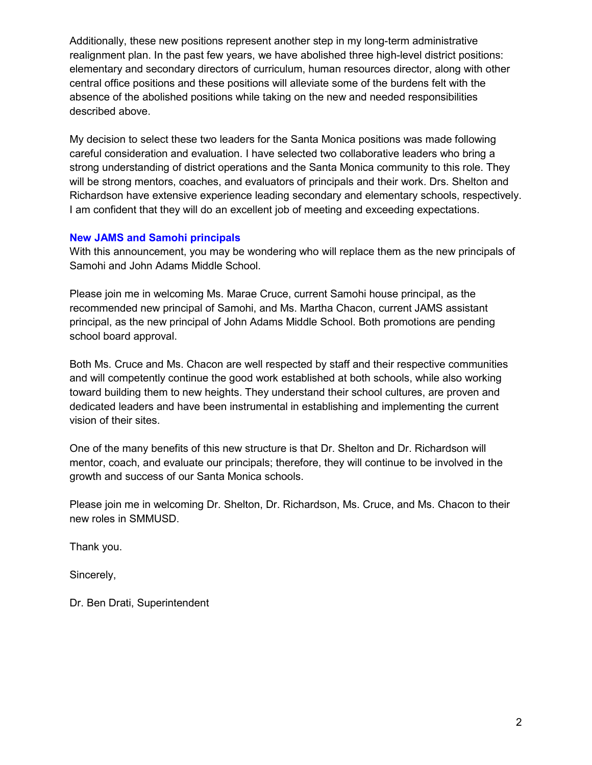Additionally, these new positions represent another step in my long-term administrative realignment plan. In the past few years, we have abolished three high-level district positions: elementary and secondary directors of curriculum, human resources director, along with other central office positions and these positions will alleviate some of the burdens felt with the absence of the abolished positions while taking on the new and needed responsibilities described above.

My decision to select these two leaders for the Santa Monica positions was made following careful consideration and evaluation. I have selected two collaborative leaders who bring a strong understanding of district operations and the Santa Monica community to this role. They will be strong mentors, coaches, and evaluators of principals and their work. Drs. Shelton and Richardson have extensive experience leading secondary and elementary schools, respectively. I am confident that they will do an excellent job of meeting and exceeding expectations.

### New JAMS and Samohi principals

With this announcement, you may be wondering who will replace them as the new principals of Samohi and John Adams Middle School.

Please join me in welcoming Ms. Marae Cruce, current Samohi house principal, as the recommended new principal of Samohi, and Ms. Martha Chacon, current JAMS assistant principal, as the new principal of John Adams Middle School. Both promotions are pending school board approval.

Both Ms. Cruce and Ms. Chacon are well respected by staff and their respective communities and will competently continue the good work established at both schools, while also working toward building them to new heights. They understand their school cultures, are proven and dedicated leaders and have been instrumental in establishing and implementing the current vision of their sites.

One of the many benefits of this new structure is that Dr. Shelton and Dr. Richardson will mentor, coach, and evaluate our principals; therefore, they will continue to be involved in the growth and success of our Santa Monica schools.

Please join me in welcoming Dr. Shelton, Dr. Richardson, Ms. Cruce, and Ms. Chacon to their new roles in SMMUSD.

Thank you.

Sincerely,

Dr. Ben Drati, Superintendent